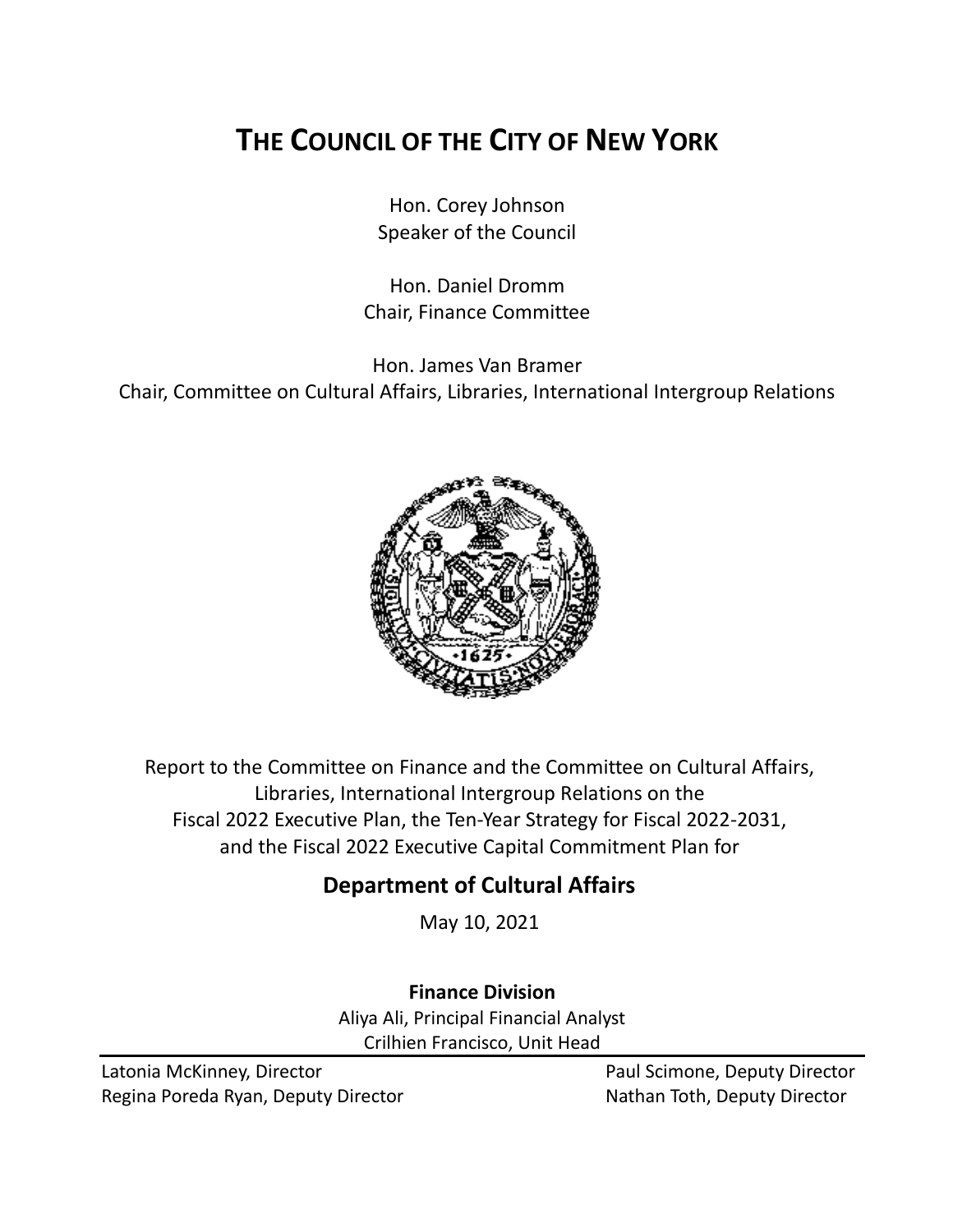# THE COUNCIL OF THE CITY OF NEW YORK

Hon. Corey Johnson
Speaker of the Council

Hon. Daniel Dromm
Chair, Finance Committee

Hon. James Van Bramer
Chair, Committee on Cultural Affairs, Libraries, International Intergroup Relations

Report to the Committee on Finance and the Committee on Cultural Affairs, Libraries, International Intergroup Relations on the Fiscal 2022 Executive Plan, the Ten-Year Strategy for Fiscal 2022-2031, and the Fiscal 2022 Executive Capital Commitment Plan for

## Department of Cultural Affairs

May 10, 2021

**Finance Division**

Aliya Ali, Principal Financial Analyst
Crilhien Francisco, Unit Head

---

Latonia McKinney, Director
Regina Poreda Ryan, Deputy Director
Paul Scimone, Deputy Director
Nathan Toth, Deputy Director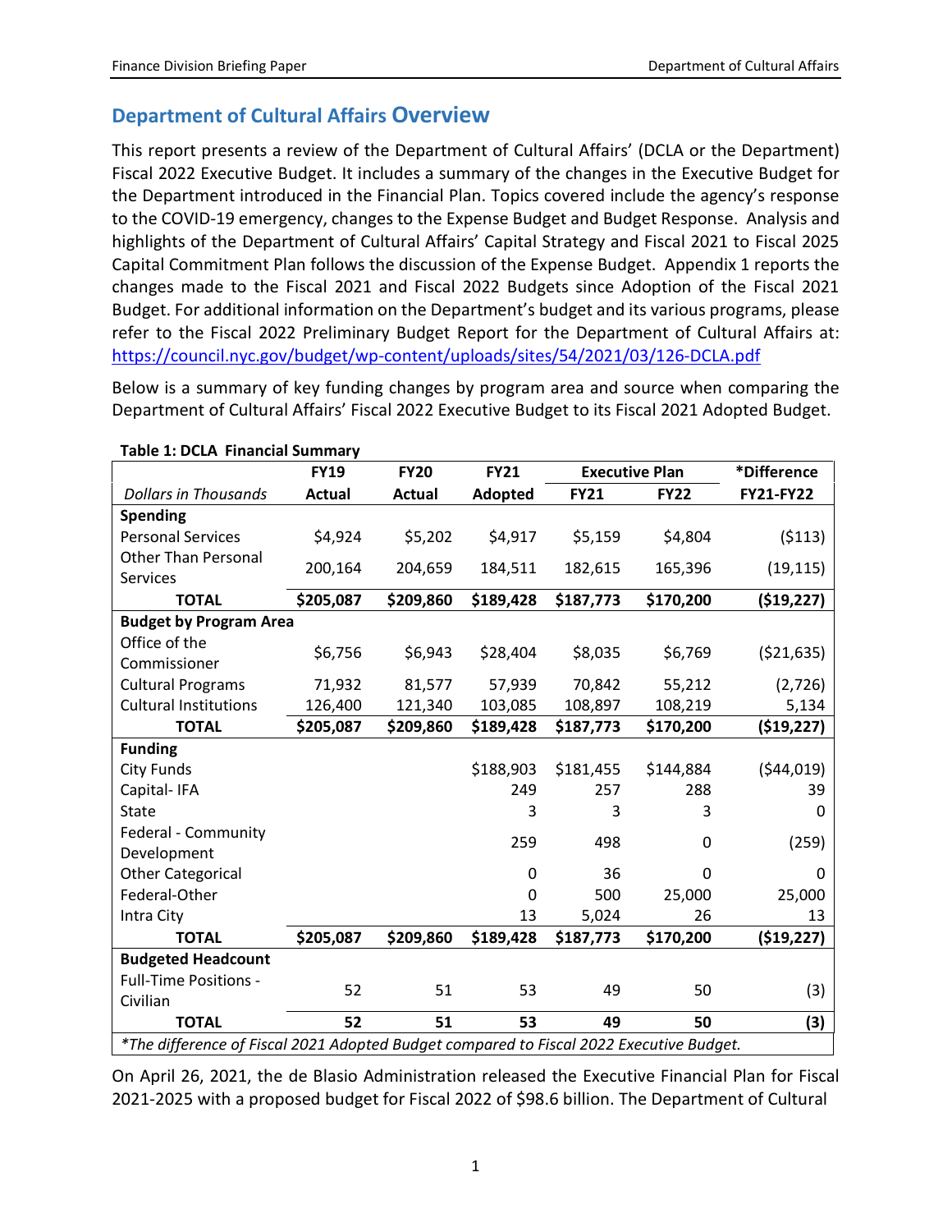## Department of Cultural Affairs Overview

This report presents a review of the Department of Cultural Affairs' (DCLA or the Department) Fiscal 2022 Executive Budget. It includes a summary of the changes in the Executive Budget for the Department introduced in the Financial Plan. Topics covered include the agency's response to the COVID-19 emergency, changes to the Expense Budget and Budget Response. Analysis and highlights of the Department of Cultural Affairs' Capital Strategy and Fiscal 2021 to Fiscal 2025 Capital Commitment Plan follows the discussion of the Expense Budget. Appendix 1 reports the changes made to the Fiscal 2021 and Fiscal 2022 Budgets since Adoption of the Fiscal 2021 Budget. For additional information on the Department's budget and its various programs, please refer to the Fiscal 2022 Preliminary Budget Report for the Department of Cultural Affairs at: https://council.nyc.gov/budget/wp-content/uploads/sites/54/2021/03/126-DCLA.pdf

Below is a summary of key funding changes by program area and source when comparing the Department of Cultural Affairs' Fiscal 2022 Executive Budget to its Fiscal 2021 Adopted Budget.

**Table 1: DCLA Financial Summary**

| | FY19 | FY20 | FY21 | Executive Plan | | *Difference |
|---|---|---|---|---|---|---|
| *Dollars in Thousands* | Actual | Actual | Adopted | FY21 | FY22 | FY21-FY22 |
| **Spending** | | | | | | |
| Personal Services | $4,924 | $5,202 | $4,917 | $5,159 | $4,804 | ($113) |
| Other Than Personal Services | 200,164 | 204,659 | 184,511 | 182,615 | 165,396 | (19,115) |
| **TOTAL** | **$205,087** | **$209,860** | **$189,428** | **$187,773** | **$170,200** | **($19,227)** |
| **Budget by Program Area** | | | | | | |
| Office of the Commissioner | $6,756 | $6,943 | $28,404 | $8,035 | $6,769 | ($21,635) |
| Cultural Programs | 71,932 | 81,577 | 57,939 | 70,842 | 55,212 | (2,726) |
| Cultural Institutions | 126,400 | 121,340 | 103,085 | 108,897 | 108,219 | 5,134 |
| **TOTAL** | **$205,087** | **$209,860** | **$189,428** | **$187,773** | **$170,200** | **($19,227)** |
| **Funding** | | | | | | |
| City Funds | | | $188,903 | $181,455 | $144,884 | ($44,019) |
| Capital- IFA | | | 249 | 257 | 288 | 39 |
| State | | | 3 | 3 | 3 | 0 |
| Federal - Community Development | | | 259 | 498 | 0 | (259) |
| Other Categorical | | | 0 | 36 | 0 | 0 |
| Federal-Other | | | 0 | 500 | 25,000 | 25,000 |
| Intra City | | | 13 | 5,024 | 26 | 13 |
| **TOTAL** | **$205,087** | **$209,860** | **$189,428** | **$187,773** | **$170,200** | **($19,227)** |
| **Budgeted Headcount** | | | | | | |
| Full-Time Positions - Civilian | 52 | 51 | 53 | 49 | 50 | (3) |
| **TOTAL** | **52** | **51** | **53** | **49** | **50** | **(3)** |

*\*The difference of Fiscal 2021 Adopted Budget compared to Fiscal 2022 Executive Budget.*

On April 26, 2021, the de Blasio Administration released the Executive Financial Plan for Fiscal 2021-2025 with a proposed budget for Fiscal 2022 of $98.6 billion. The Department of Cultural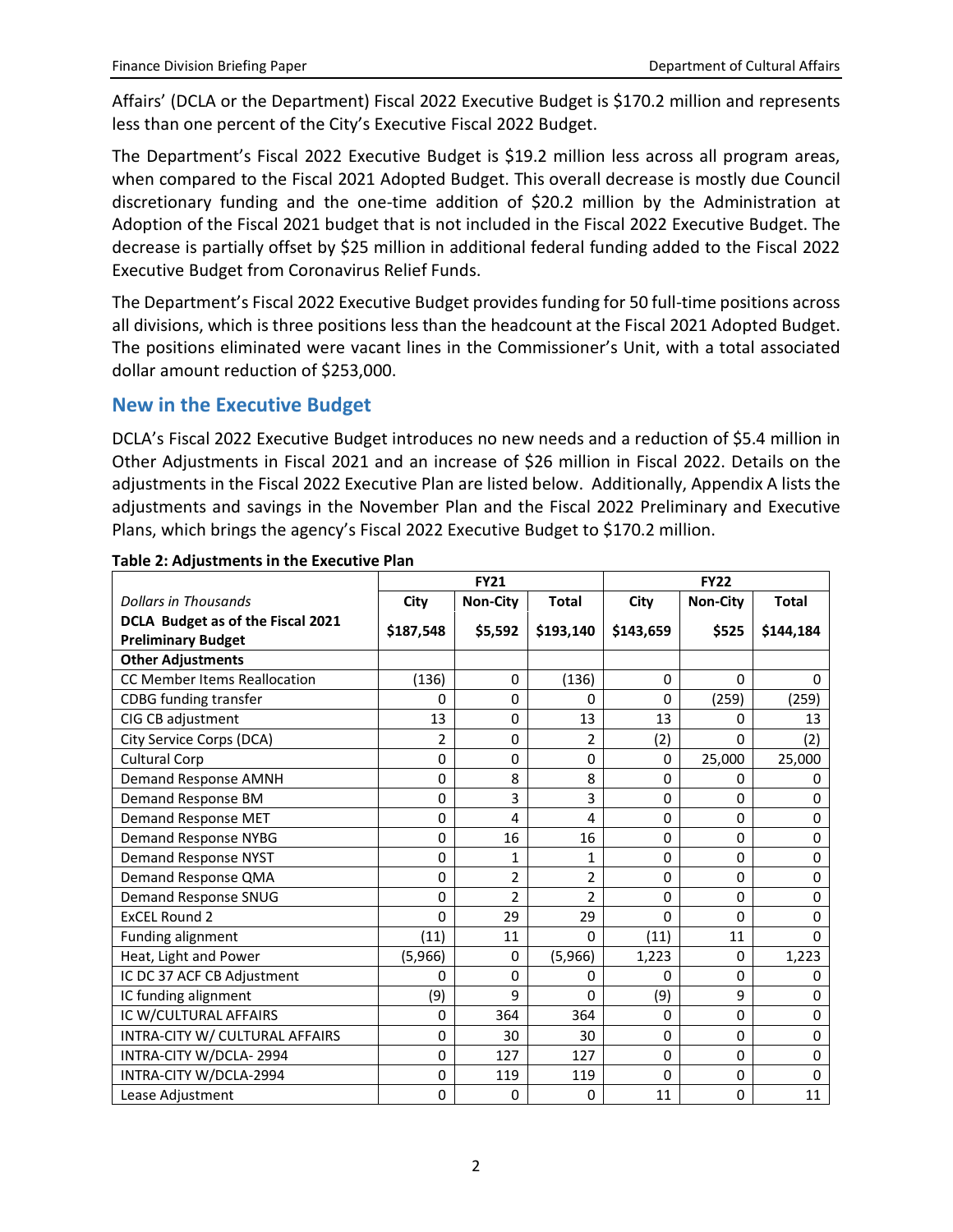Affairs' (DCLA or the Department) Fiscal 2022 Executive Budget is $170.2 million and represents less than one percent of the City's Executive Fiscal 2022 Budget.

The Department's Fiscal 2022 Executive Budget is $19.2 million less across all program areas, when compared to the Fiscal 2021 Adopted Budget. This overall decrease is mostly due Council discretionary funding and the one-time addition of $20.2 million by the Administration at Adoption of the Fiscal 2021 budget that is not included in the Fiscal 2022 Executive Budget. The decrease is partially offset by $25 million in additional federal funding added to the Fiscal 2022 Executive Budget from Coronavirus Relief Funds.

The Department's Fiscal 2022 Executive Budget provides funding for 50 full-time positions across all divisions, which is three positions less than the headcount at the Fiscal 2021 Adopted Budget. The positions eliminated were vacant lines in the Commissioner's Unit, with a total associated dollar amount reduction of $253,000.

## New in the Executive Budget

DCLA's Fiscal 2022 Executive Budget introduces no new needs and a reduction of $5.4 million in Other Adjustments in Fiscal 2021 and an increase of $26 million in Fiscal 2022. Details on the adjustments in the Fiscal 2022 Executive Plan are listed below. Additionally, Appendix A lists the adjustments and savings in the November Plan and the Fiscal 2022 Preliminary and Executive Plans, which brings the agency's Fiscal 2022 Executive Budget to $170.2 million.

**Table 2: Adjustments in the Executive Plan**

| | FY21 | | | FY22 | | |
|---|---|---|---|---|---|---|
| *Dollars in Thousands* | **City** | **Non-City** | **Total** | **City** | **Non-City** | **Total** |
| **DCLA Budget as of the Fiscal 2021 Preliminary Budget** | **$187,548** | **$5,592** | **$193,140** | **$143,659** | **$525** | **$144,184** |
| **Other Adjustments** | | | | | | |
| CC Member Items Reallocation | (136) | 0 | (136) | 0 | 0 | 0 |
| CDBG funding transfer | 0 | 0 | 0 | 0 | (259) | (259) |
| CIG CB adjustment | 13 | 0 | 13 | 13 | 0 | 13 |
| City Service Corps (DCA) | 2 | 0 | 2 | (2) | 0 | (2) |
| Cultural Corp | 0 | 0 | 0 | 0 | 25,000 | 25,000 |
| Demand Response AMNH | 0 | 8 | 8 | 0 | 0 | 0 |
| Demand Response BM | 0 | 3 | 3 | 0 | 0 | 0 |
| Demand Response MET | 0 | 4 | 4 | 0 | 0 | 0 |
| Demand Response NYBG | 0 | 16 | 16 | 0 | 0 | 0 |
| Demand Response NYST | 0 | 1 | 1 | 0 | 0 | 0 |
| Demand Response QMA | 0 | 2 | 2 | 0 | 0 | 0 |
| Demand Response SNUG | 0 | 2 | 2 | 0 | 0 | 0 |
| ExCEL Round 2 | 0 | 29 | 29 | 0 | 0 | 0 |
| Funding alignment | (11) | 11 | 0 | (11) | 11 | 0 |
| Heat, Light and Power | (5,966) | 0 | (5,966) | 1,223 | 0 | 1,223 |
| IC DC 37 ACF CB Adjustment | 0 | 0 | 0 | 0 | 0 | 0 |
| IC funding alignment | (9) | 9 | 0 | (9) | 9 | 0 |
| IC W/CULTURAL AFFAIRS | 0 | 364 | 364 | 0 | 0 | 0 |
| INTRA-CITY W/ CULTURAL AFFAIRS | 0 | 30 | 30 | 0 | 0 | 0 |
| INTRA-CITY W/DCLA- 2994 | 0 | 127 | 127 | 0 | 0 | 0 |
| INTRA-CITY W/DCLA-2994 | 0 | 119 | 119 | 0 | 0 | 0 |
| Lease Adjustment | 0 | 0 | 0 | 11 | 0 | 11 |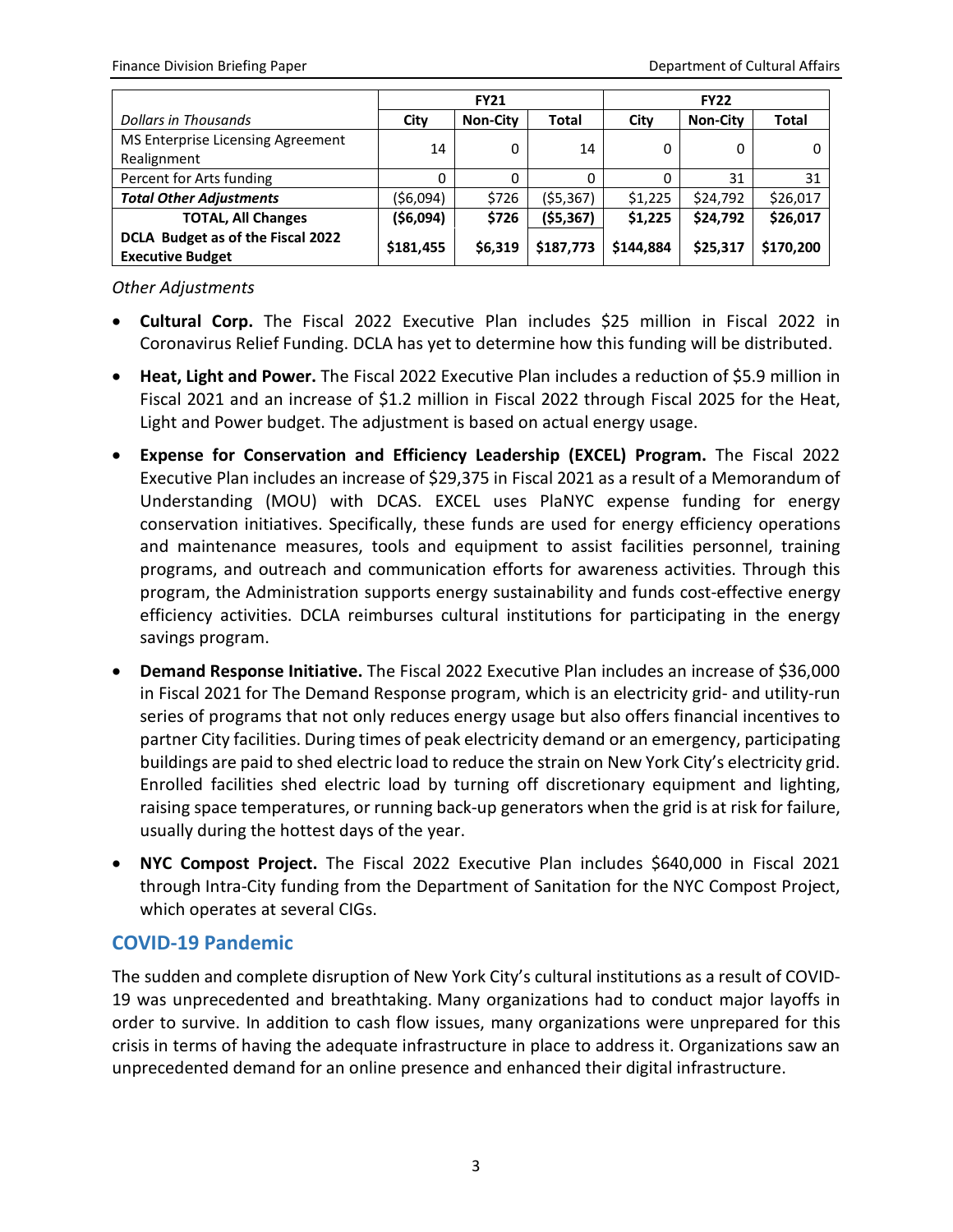| *Dollars in Thousands* | FY21 | | | FY22 | | |
|---|---|---|---|---|---|---|
| | City | Non-City | Total | City | Non-City | Total |
| MS Enterprise Licensing Agreement Realignment | 14 | 0 | 14 | 0 | 0 | 0 |
| Percent for Arts funding | 0 | 0 | 0 | 0 | 31 | 31 |
| ***Total Other Adjustments*** | ($6,094) | $726 | ($5,367) | $1,225 | $24,792 | $26,017 |
| **TOTAL, All Changes** | **($6,094)** | **$726** | **($5,367)** | **$1,225** | **$24,792** | **$26,017** |
| **DCLA Budget as of the Fiscal 2022 Executive Budget** | **$181,455** | **$6,319** | **$187,773** | **$144,884** | **$25,317** | **$170,200** |

*Other Adjustments*

- **Cultural Corp.** The Fiscal 2022 Executive Plan includes $25 million in Fiscal 2022 in Coronavirus Relief Funding. DCLA has yet to determine how this funding will be distributed.
- **Heat, Light and Power.** The Fiscal 2022 Executive Plan includes a reduction of $5.9 million in Fiscal 2021 and an increase of $1.2 million in Fiscal 2022 through Fiscal 2025 for the Heat, Light and Power budget. The adjustment is based on actual energy usage.
- **Expense for Conservation and Efficiency Leadership (EXCEL) Program.** The Fiscal 2022 Executive Plan includes an increase of $29,375 in Fiscal 2021 as a result of a Memorandum of Understanding (MOU) with DCAS. EXCEL uses PlaNYC expense funding for energy conservation initiatives. Specifically, these funds are used for energy efficiency operations and maintenance measures, tools and equipment to assist facilities personnel, training programs, and outreach and communication efforts for awareness activities. Through this program, the Administration supports energy sustainability and funds cost-effective energy efficiency activities. DCLA reimburses cultural institutions for participating in the energy savings program.
- **Demand Response Initiative.** The Fiscal 2022 Executive Plan includes an increase of $36,000 in Fiscal 2021 for The Demand Response program, which is an electricity grid- and utility-run series of programs that not only reduces energy usage but also offers financial incentives to partner City facilities. During times of peak electricity demand or an emergency, participating buildings are paid to shed electric load to reduce the strain on New York City's electricity grid. Enrolled facilities shed electric load by turning off discretionary equipment and lighting, raising space temperatures, or running back-up generators when the grid is at risk for failure, usually during the hottest days of the year.
- **NYC Compost Project.** The Fiscal 2022 Executive Plan includes $640,000 in Fiscal 2021 through Intra-City funding from the Department of Sanitation for the NYC Compost Project, which operates at several CIGs.

## COVID-19 Pandemic

The sudden and complete disruption of New York City's cultural institutions as a result of COVID-19 was unprecedented and breathtaking. Many organizations had to conduct major layoffs in order to survive. In addition to cash flow issues, many organizations were unprepared for this crisis in terms of having the adequate infrastructure in place to address it. Organizations saw an unprecedented demand for an online presence and enhanced their digital infrastructure.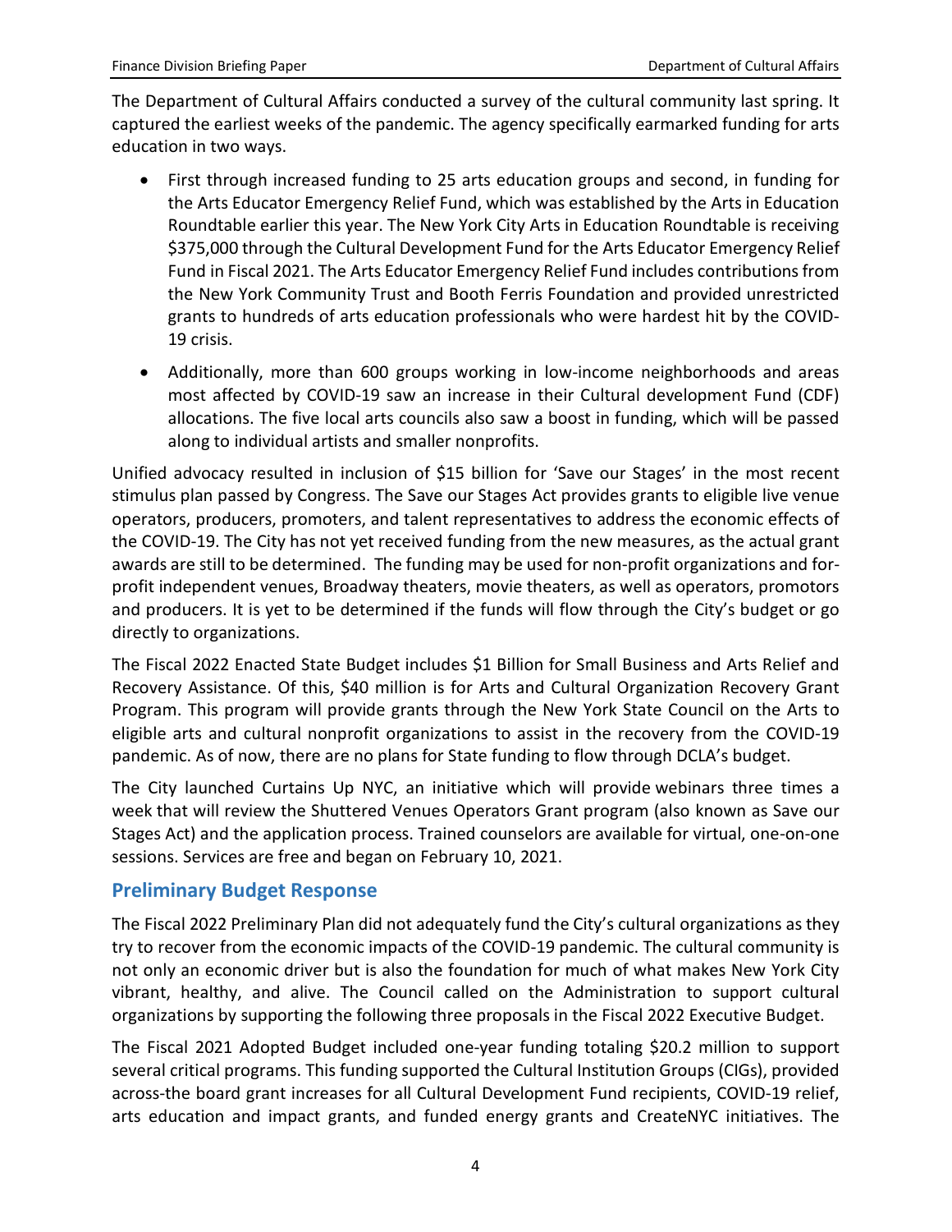The Department of Cultural Affairs conducted a survey of the cultural community last spring. It captured the earliest weeks of the pandemic. The agency specifically earmarked funding for arts education in two ways.

- First through increased funding to 25 arts education groups and second, in funding for the Arts Educator Emergency Relief Fund, which was established by the Arts in Education Roundtable earlier this year. The New York City Arts in Education Roundtable is receiving $375,000 through the Cultural Development Fund for the Arts Educator Emergency Relief Fund in Fiscal 2021. The Arts Educator Emergency Relief Fund includes contributions from the New York Community Trust and Booth Ferris Foundation and provided unrestricted grants to hundreds of arts education professionals who were hardest hit by the COVID-19 crisis.
- Additionally, more than 600 groups working in low-income neighborhoods and areas most affected by COVID-19 saw an increase in their Cultural development Fund (CDF) allocations. The five local arts councils also saw a boost in funding, which will be passed along to individual artists and smaller nonprofits.

Unified advocacy resulted in inclusion of $15 billion for 'Save our Stages' in the most recent stimulus plan passed by Congress. The Save our Stages Act provides grants to eligible live venue operators, producers, promoters, and talent representatives to address the economic effects of the COVID-19. The City has not yet received funding from the new measures, as the actual grant awards are still to be determined. The funding may be used for non-profit organizations and for-profit independent venues, Broadway theaters, movie theaters, as well as operators, promotors and producers. It is yet to be determined if the funds will flow through the City's budget or go directly to organizations.

The Fiscal 2022 Enacted State Budget includes $1 Billion for Small Business and Arts Relief and Recovery Assistance. Of this, $40 million is for Arts and Cultural Organization Recovery Grant Program. This program will provide grants through the New York State Council on the Arts to eligible arts and cultural nonprofit organizations to assist in the recovery from the COVID-19 pandemic. As of now, there are no plans for State funding to flow through DCLA's budget.

The City launched Curtains Up NYC, an initiative which will provide webinars three times a week that will review the Shuttered Venues Operators Grant program (also known as Save our Stages Act) and the application process. Trained counselors are available for virtual, one-on-one sessions. Services are free and began on February 10, 2021.

## Preliminary Budget Response

The Fiscal 2022 Preliminary Plan did not adequately fund the City's cultural organizations as they try to recover from the economic impacts of the COVID-19 pandemic. The cultural community is not only an economic driver but is also the foundation for much of what makes New York City vibrant, healthy, and alive. The Council called on the Administration to support cultural organizations by supporting the following three proposals in the Fiscal 2022 Executive Budget.

The Fiscal 2021 Adopted Budget included one-year funding totaling $20.2 million to support several critical programs. This funding supported the Cultural Institution Groups (CIGs), provided across-the board grant increases for all Cultural Development Fund recipients, COVID-19 relief, arts education and impact grants, and funded energy grants and CreateNYC initiatives. The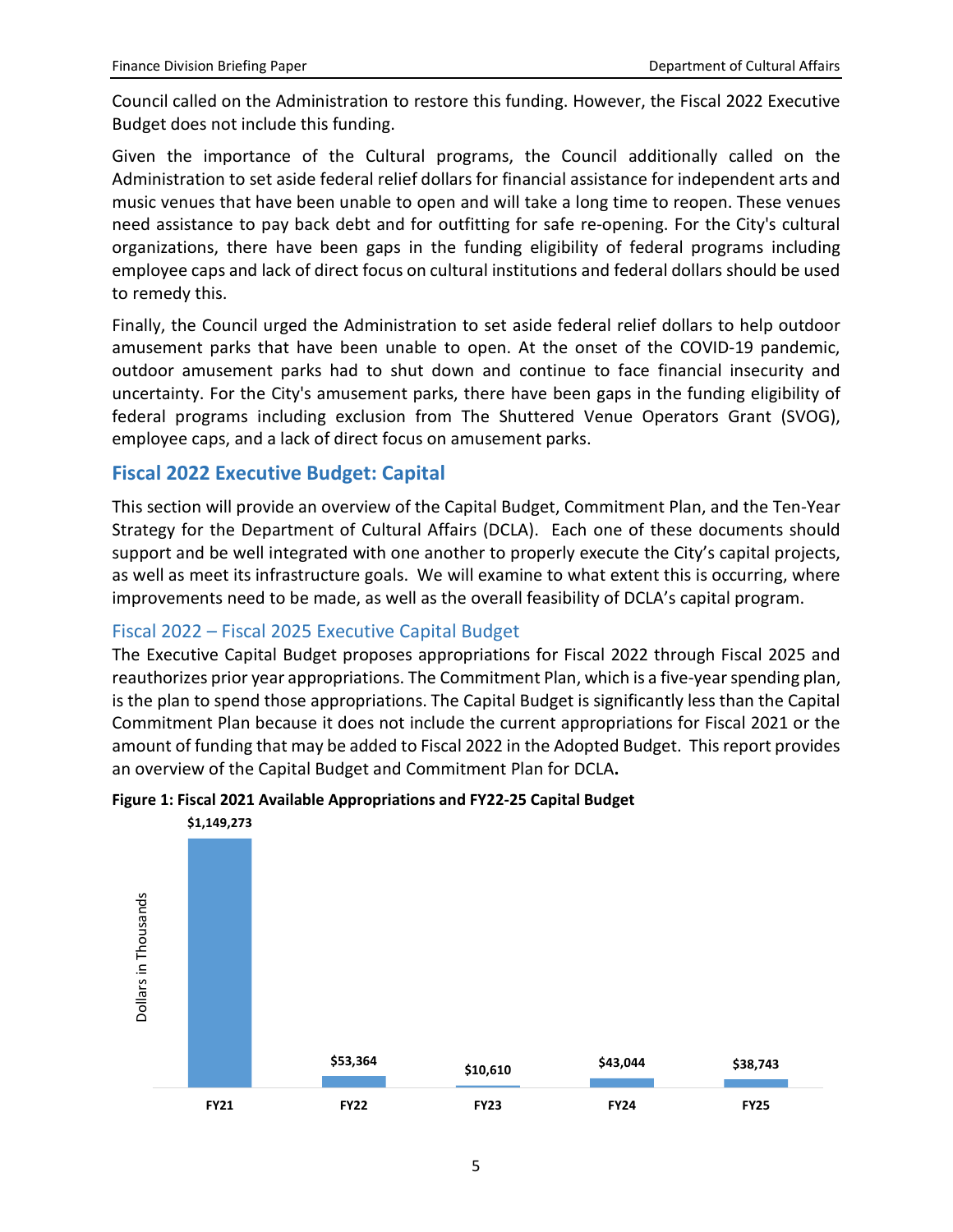Council called on the Administration to restore this funding. However, the Fiscal 2022 Executive Budget does not include this funding.

Given the importance of the Cultural programs, the Council additionally called on the Administration to set aside federal relief dollars for financial assistance for independent arts and music venues that have been unable to open and will take a long time to reopen. These venues need assistance to pay back debt and for outfitting for safe re-opening. For the City's cultural organizations, there have been gaps in the funding eligibility of federal programs including employee caps and lack of direct focus on cultural institutions and federal dollars should be used to remedy this.

Finally, the Council urged the Administration to set aside federal relief dollars to help outdoor amusement parks that have been unable to open. At the onset of the COVID-19 pandemic, outdoor amusement parks had to shut down and continue to face financial insecurity and uncertainty. For the City's amusement parks, there have been gaps in the funding eligibility of federal programs including exclusion from The Shuttered Venue Operators Grant (SVOG), employee caps, and a lack of direct focus on amusement parks.

## Fiscal 2022 Executive Budget: Capital

This section will provide an overview of the Capital Budget, Commitment Plan, and the Ten-Year Strategy for the Department of Cultural Affairs (DCLA). Each one of these documents should support and be well integrated with one another to properly execute the City's capital projects, as well as meet its infrastructure goals. We will examine to what extent this is occurring, where improvements need to be made, as well as the overall feasibility of DCLA's capital program.

### Fiscal 2022 – Fiscal 2025 Executive Capital Budget

The Executive Capital Budget proposes appropriations for Fiscal 2022 through Fiscal 2025 and reauthorizes prior year appropriations. The Commitment Plan, which is a five-year spending plan, is the plan to spend those appropriations. The Capital Budget is significantly less than the Capital Commitment Plan because it does not include the current appropriations for Fiscal 2021 or the amount of funding that may be added to Fiscal 2022 in the Adopted Budget. This report provides an overview of the Capital Budget and Commitment Plan for DCLA**.**

**Figure 1: Fiscal 2021 Available Appropriations and FY22-25 Capital Budget**

| Fiscal Year | Dollars in Thousands |
|---|---|
| FY21 | $1,149,273 |
| FY22 | $53,364 |
| FY23 | $10,610 |
| FY24 | $43,044 |
| FY25 | $38,743 |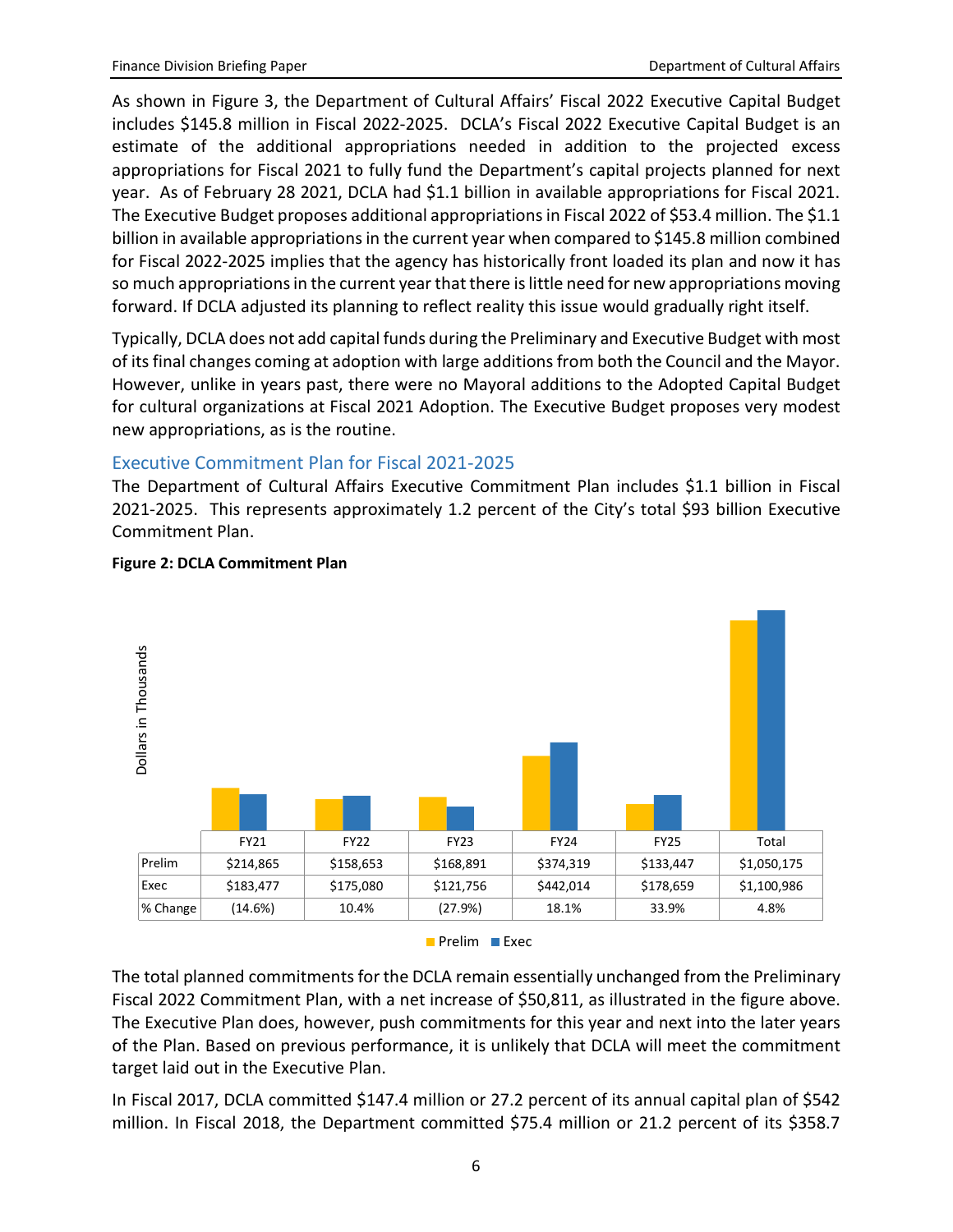As shown in Figure 3, the Department of Cultural Affairs' Fiscal 2022 Executive Capital Budget includes $145.8 million in Fiscal 2022-2025. DCLA's Fiscal 2022 Executive Capital Budget is an estimate of the additional appropriations needed in addition to the projected excess appropriations for Fiscal 2021 to fully fund the Department's capital projects planned for next year. As of February 28 2021, DCLA had $1.1 billion in available appropriations for Fiscal 2021. The Executive Budget proposes additional appropriations in Fiscal 2022 of $53.4 million. The $1.1 billion in available appropriations in the current year when compared to $145.8 million combined for Fiscal 2022-2025 implies that the agency has historically front loaded its plan and now it has so much appropriations in the current year that there is little need for new appropriations moving forward. If DCLA adjusted its planning to reflect reality this issue would gradually right itself.

Typically, DCLA does not add capital funds during the Preliminary and Executive Budget with most of its final changes coming at adoption with large additions from both the Council and the Mayor. However, unlike in years past, there were no Mayoral additions to the Adopted Capital Budget for cultural organizations at Fiscal 2021 Adoption. The Executive Budget proposes very modest new appropriations, as is the routine.

## Executive Commitment Plan for Fiscal 2021-2025

The Department of Cultural Affairs Executive Commitment Plan includes $1.1 billion in Fiscal 2021-2025. This represents approximately 1.2 percent of the City's total $93 billion Executive Commitment Plan.

**Figure 2: DCLA Commitment Plan**

Dollars in Thousands

| | FY21 | FY22 | FY23 | FY24 | FY25 | Total |
|---|---|---|---|---|---|---|
| Prelim | $214,865 | $158,653 | $168,891 | $374,319 | $133,447 | $1,050,175 |
| Exec | $183,477 | $175,080 | $121,756 | $442,014 | $178,659 | $1,100,986 |
| % Change | (14.6%) | 10.4% | (27.9%) | 18.1% | 33.9% | 4.8% |

Prelim ■ Exec

The total planned commitments for the DCLA remain essentially unchanged from the Preliminary Fiscal 2022 Commitment Plan, with a net increase of $50,811, as illustrated in the figure above. The Executive Plan does, however, push commitments for this year and next into the later years of the Plan. Based on previous performance, it is unlikely that DCLA will meet the commitment target laid out in the Executive Plan.

In Fiscal 2017, DCLA committed $147.4 million or 27.2 percent of its annual capital plan of $542 million. In Fiscal 2018, the Department committed $75.4 million or 21.2 percent of its $358.7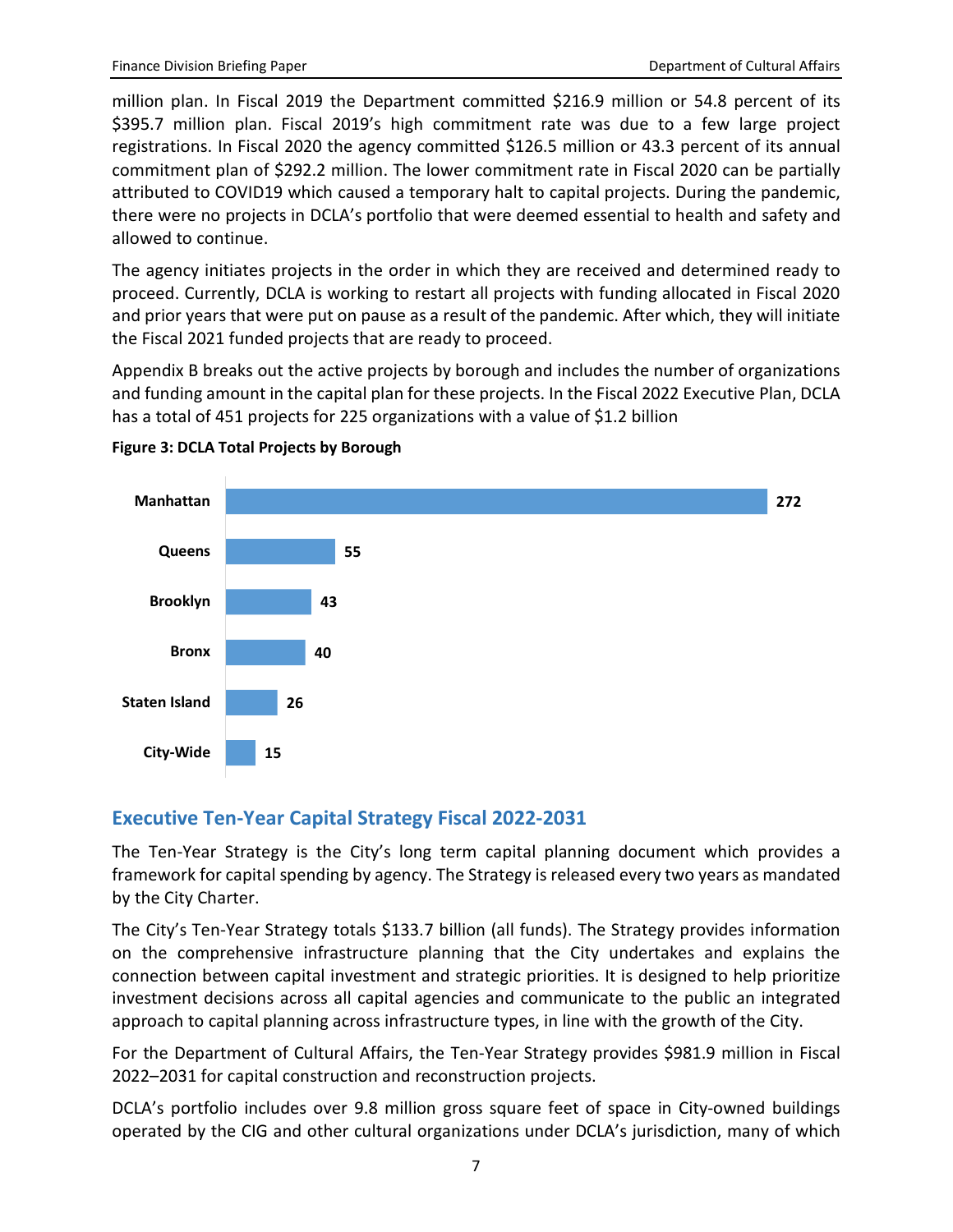million plan. In Fiscal 2019 the Department committed $216.9 million or 54.8 percent of its $395.7 million plan. Fiscal 2019's high commitment rate was due to a few large project registrations. In Fiscal 2020 the agency committed $126.5 million or 43.3 percent of its annual commitment plan of $292.2 million. The lower commitment rate in Fiscal 2020 can be partially attributed to COVID19 which caused a temporary halt to capital projects. During the pandemic, there were no projects in DCLA's portfolio that were deemed essential to health and safety and allowed to continue.

The agency initiates projects in the order in which they are received and determined ready to proceed. Currently, DCLA is working to restart all projects with funding allocated in Fiscal 2020 and prior years that were put on pause as a result of the pandemic. After which, they will initiate the Fiscal 2021 funded projects that are ready to proceed.

Appendix B breaks out the active projects by borough and includes the number of organizations and funding amount in the capital plan for these projects. In the Fiscal 2022 Executive Plan, DCLA has a total of 451 projects for 225 organizations with a value of $1.2 billion

**Figure 3: DCLA Total Projects by Borough**

| Borough | Projects |
|---|---|
| Manhattan | 272 |
| Queens | 55 |
| Brooklyn | 43 |
| Bronx | 40 |
| Staten Island | 26 |
| City-Wide | 15 |

## Executive Ten-Year Capital Strategy Fiscal 2022-2031

The Ten-Year Strategy is the City's long term capital planning document which provides a framework for capital spending by agency. The Strategy is released every two years as mandated by the City Charter.

The City's Ten-Year Strategy totals $133.7 billion (all funds). The Strategy provides information on the comprehensive infrastructure planning that the City undertakes and explains the connection between capital investment and strategic priorities. It is designed to help prioritize investment decisions across all capital agencies and communicate to the public an integrated approach to capital planning across infrastructure types, in line with the growth of the City.

For the Department of Cultural Affairs, the Ten-Year Strategy provides $981.9 million in Fiscal 2022–2031 for capital construction and reconstruction projects.

DCLA's portfolio includes over 9.8 million gross square feet of space in City-owned buildings operated by the CIG and other cultural organizations under DCLA's jurisdiction, many of which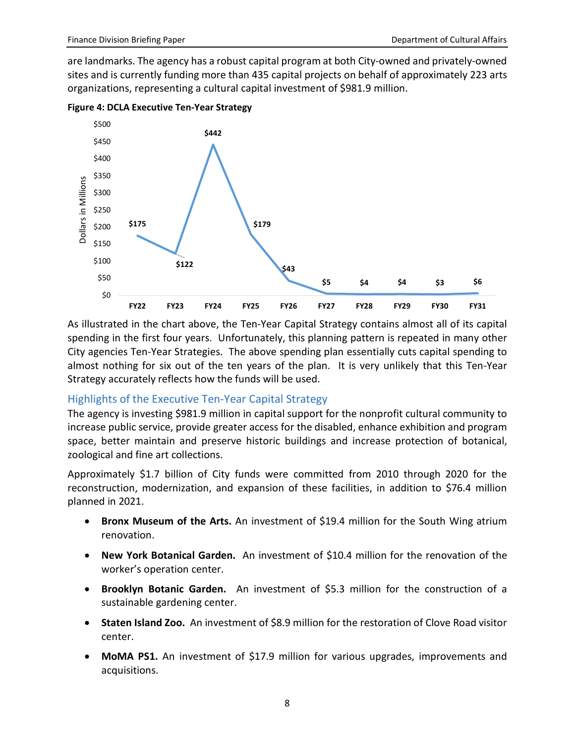are landmarks. The agency has a robust capital program at both City-owned and privately-owned sites and is currently funding more than 435 capital projects on behalf of approximately 223 arts organizations, representing a cultural capital investment of $981.9 million.

**Figure 4: DCLA Executive Ten-Year Strategy**

| Fiscal Year | Dollars in Millions |
|---|---|
| FY22 | $175 |
| FY23 | $122 |
| FY24 | $442 |
| FY25 | $179 |
| FY26 | $43 |
| FY27 | $5 |
| FY28 | $4 |
| FY29 | $4 |
| FY30 | $3 |
| FY31 | $6 |

As illustrated in the chart above, the Ten-Year Capital Strategy contains almost all of its capital spending in the first four years. Unfortunately, this planning pattern is repeated in many other City agencies Ten-Year Strategies. The above spending plan essentially cuts capital spending to almost nothing for six out of the ten years of the plan. It is very unlikely that this Ten-Year Strategy accurately reflects how the funds will be used.

## Highlights of the Executive Ten-Year Capital Strategy

The agency is investing $981.9 million in capital support for the nonprofit cultural community to increase public service, provide greater access for the disabled, enhance exhibition and program space, better maintain and preserve historic buildings and increase protection of botanical, zoological and fine art collections.

Approximately $1.7 billion of City funds were committed from 2010 through 2020 for the reconstruction, modernization, and expansion of these facilities, in addition to $76.4 million planned in 2021.

- **Bronx Museum of the Arts.** An investment of $19.4 million for the South Wing atrium renovation.
- **New York Botanical Garden.** An investment of $10.4 million for the renovation of the worker's operation center.
- **Brooklyn Botanic Garden.** An investment of $5.3 million for the construction of a sustainable gardening center.
- **Staten Island Zoo.** An investment of $8.9 million for the restoration of Clove Road visitor center.
- **MoMA PS1.** An investment of $17.9 million for various upgrades, improvements and acquisitions.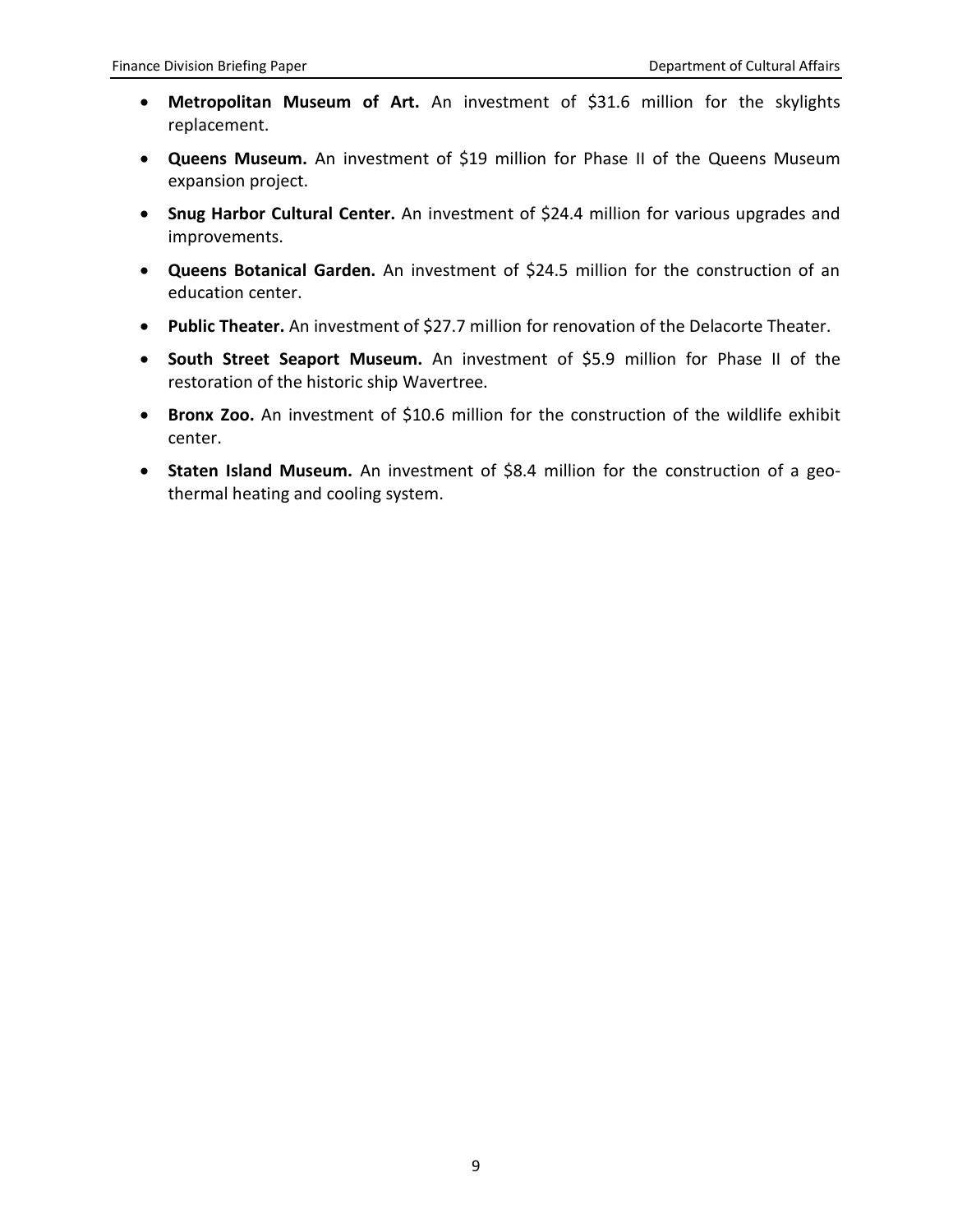- **Metropolitan Museum of Art.** An investment of $31.6 million for the skylights replacement.
- **Queens Museum.** An investment of $19 million for Phase II of the Queens Museum expansion project.
- **Snug Harbor Cultural Center.** An investment of $24.4 million for various upgrades and improvements.
- **Queens Botanical Garden.** An investment of $24.5 million for the construction of an education center.
- **Public Theater.** An investment of $27.7 million for renovation of the Delacorte Theater.
- **South Street Seaport Museum.** An investment of $5.9 million for Phase II of the restoration of the historic ship Wavertree.
- **Bronx Zoo.** An investment of $10.6 million for the construction of the wildlife exhibit center.
- **Staten Island Museum.** An investment of $8.4 million for the construction of a geo-thermal heating and cooling system.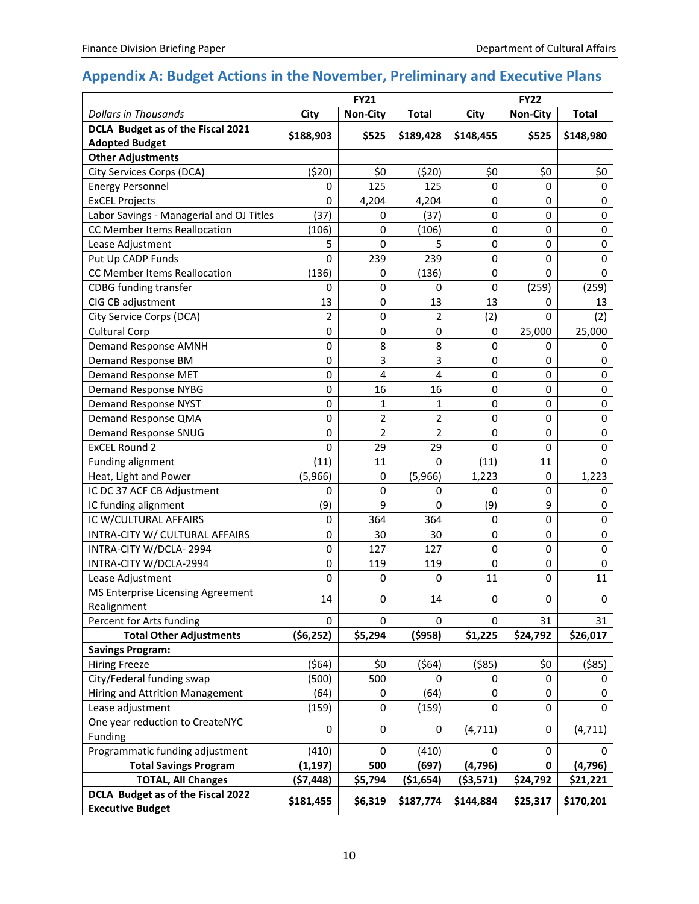## Appendix A: Budget Actions in the November, Preliminary and Executive Plans

| *Dollars in Thousands* | FY21 | | | FY22 | | |
|---|---|---|---|---|---|---|
| | City | Non-City | Total | City | Non-City | Total |
| **DCLA Budget as of the Fiscal 2021 Adopted Budget** | **$188,903** | **$525** | **$189,428** | **$148,455** | **$525** | **$148,980** |
| **Other Adjustments** | | | | | | |
| City Services Corps (DCA) | ($20) | $0 | ($20) | $0 | $0 | $0 |
| Energy Personnel | 0 | 125 | 125 | 0 | 0 | 0 |
| ExCEL Projects | 0 | 4,204 | 4,204 | 0 | 0 | 0 |
| Labor Savings - Managerial and OJ Titles | (37) | 0 | (37) | 0 | 0 | 0 |
| CC Member Items Reallocation | (106) | 0 | (106) | 0 | 0 | 0 |
| Lease Adjustment | 5 | 0 | 5 | 0 | 0 | 0 |
| Put Up CADP Funds | 0 | 239 | 239 | 0 | 0 | 0 |
| CC Member Items Reallocation | (136) | 0 | (136) | 0 | 0 | 0 |
| CDBG funding transfer | 0 | 0 | 0 | 0 | (259) | (259) |
| CIG CB adjustment | 13 | 0 | 13 | 13 | 0 | 13 |
| City Service Corps (DCA) | 2 | 0 | 2 | (2) | 0 | (2) |
| Cultural Corp | 0 | 0 | 0 | 0 | 25,000 | 25,000 |
| Demand Response AMNH | 0 | 8 | 8 | 0 | 0 | 0 |
| Demand Response BM | 0 | 3 | 3 | 0 | 0 | 0 |
| Demand Response MET | 0 | 4 | 4 | 0 | 0 | 0 |
| Demand Response NYBG | 0 | 16 | 16 | 0 | 0 | 0 |
| Demand Response NYST | 0 | 1 | 1 | 0 | 0 | 0 |
| Demand Response QMA | 0 | 2 | 2 | 0 | 0 | 0 |
| Demand Response SNUG | 0 | 2 | 2 | 0 | 0 | 0 |
| ExCEL Round 2 | 0 | 29 | 29 | 0 | 0 | 0 |
| Funding alignment | (11) | 11 | 0 | (11) | 11 | 0 |
| Heat, Light and Power | (5,966) | 0 | (5,966) | 1,223 | 0 | 1,223 |
| IC DC 37 ACF CB Adjustment | 0 | 0 | 0 | 0 | 0 | 0 |
| IC funding alignment | (9) | 9 | 0 | (9) | 9 | 0 |
| IC W/CULTURAL AFFAIRS | 0 | 364 | 364 | 0 | 0 | 0 |
| INTRA-CITY W/ CULTURAL AFFAIRS | 0 | 30 | 30 | 0 | 0 | 0 |
| INTRA-CITY W/DCLA- 2994 | 0 | 127 | 127 | 0 | 0 | 0 |
| INTRA-CITY W/DCLA-2994 | 0 | 119 | 119 | 0 | 0 | 0 |
| Lease Adjustment | 0 | 0 | 0 | 11 | 0 | 11 |
| MS Enterprise Licensing Agreement Realignment | 14 | 0 | 14 | 0 | 0 | 0 |
| Percent for Arts funding | 0 | 0 | 0 | 0 | 31 | 31 |
| **Total Other Adjustments** | **($6,252)** | **$5,294** | **($958)** | **$1,225** | **$24,792** | **$26,017** |
| **Savings Program:** | | | | | | |
| Hiring Freeze | ($64) | $0 | ($64) | ($85) | $0 | ($85) |
| City/Federal funding swap | (500) | 500 | 0 | 0 | 0 | 0 |
| Hiring and Attrition Management | (64) | 0 | (64) | 0 | 0 | 0 |
| Lease adjustment | (159) | 0 | (159) | 0 | 0 | 0 |
| One year reduction to CreateNYC Funding | 0 | 0 | 0 | (4,711) | 0 | (4,711) |
| Programmatic funding adjustment | (410) | 0 | (410) | 0 | 0 | 0 |
| **Total Savings Program** | **(1,197)** | **500** | **(697)** | **(4,796)** | **0** | **(4,796)** |
| **TOTAL, All Changes** | **($7,448)** | **$5,794** | **($1,654)** | **($3,571)** | **$24,792** | **$21,221** |
| **DCLA Budget as of the Fiscal 2022 Executive Budget** | **$181,455** | **$6,319** | **$187,774** | **$144,884** | **$25,317** | **$170,201** |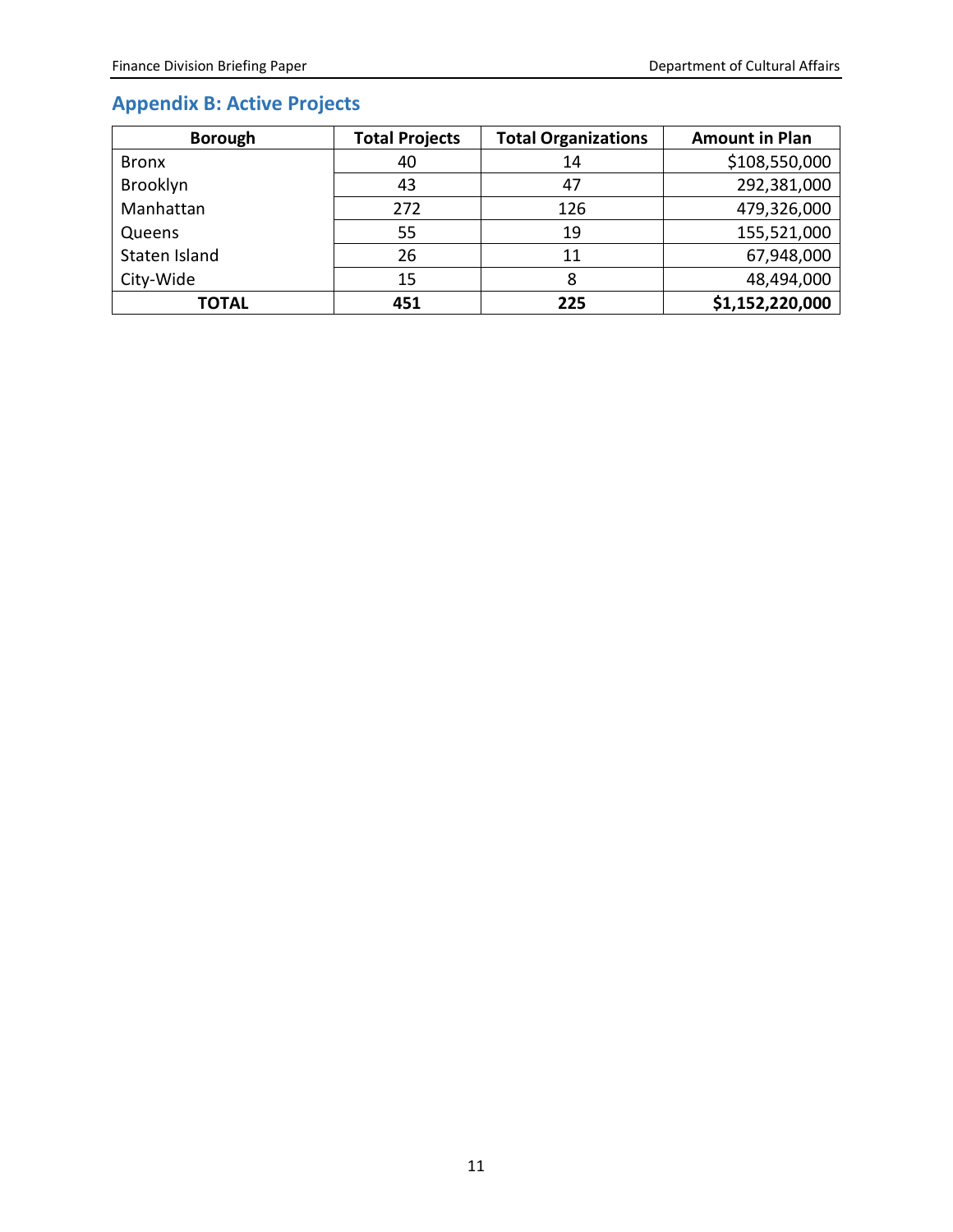## Appendix B: Active Projects

| Borough | Total Projects | Total Organizations | Amount in Plan |
|---|---|---|---|
| Bronx | 40 | 14 | $108,550,000 |
| Brooklyn | 43 | 47 | 292,381,000 |
| Manhattan | 272 | 126 | 479,326,000 |
| Queens | 55 | 19 | 155,521,000 |
| Staten Island | 26 | 11 | 67,948,000 |
| City-Wide | 15 | 8 | 48,494,000 |
| **TOTAL** | **451** | **225** | **$1,152,220,000** |